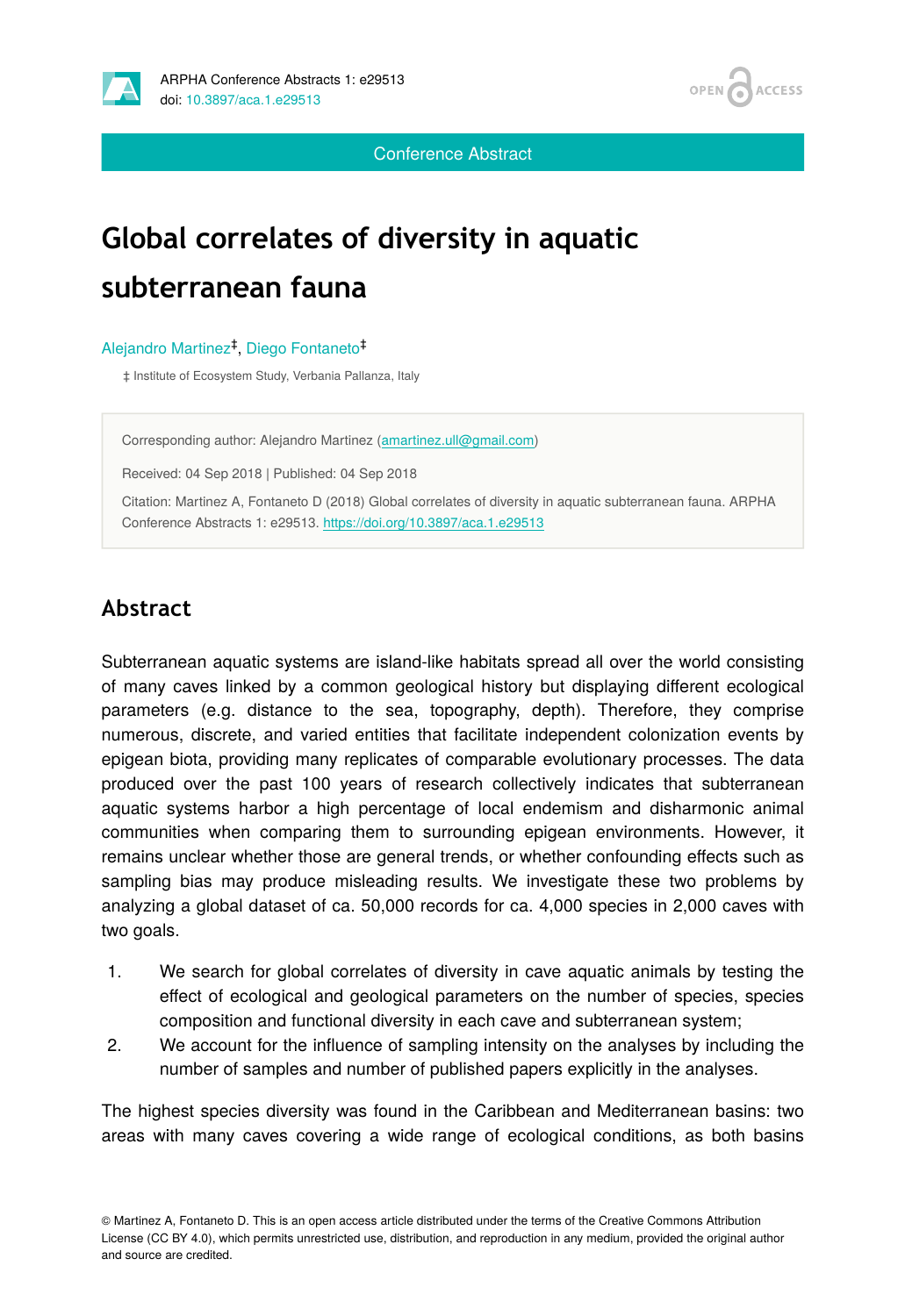Conference Abstract

# Global correlates of diversity in aquatic subterranean fauna

Alejandro Martinez[‡], Diego Fontaneto[‡]

‡ Institute of Ecosystem Study, Verbania Pallanza, Italy

Corresponding author: Alejandro Martinez (amartinez.ull@gmail.com)

Received: 04 Sep 2018 | Published: 04 Sep 2018

Citation: Martinez A, Fontaneto D (2018) Global correlates of diversity in aquatic subterranean fauna. ARPHA Conference Abstracts 1: e29513. https://doi.org/10.3897/aca.1.e29513

## Abstract

Subterranean aquatic systems are island-like habitats spread all over the world consisting of many caves linked by a common geological history but displaying different ecological parameters (e.g. distance to the sea, topography, depth). Therefore, they comprise numerous, discrete, and varied entities that facilitate independent colonization events by epigean biota, providing many replicates of comparable evolutionary processes. The data produced over the past 100 years of research collectively indicates that subterranean aquatic systems harbor a high percentage of local endemism and disharmonic animal communities when comparing them to surrounding epigean environments. However, it remains unclear whether those are general trends, or whether confounding effects such as sampling bias may produce misleading results. We investigate these two problems by analyzing a global dataset of ca. 50,000 records for ca. 4,000 species in 2,000 caves with two goals.

1. We search for global correlates of diversity in cave aquatic animals by testing the effect of ecological and geological parameters on the number of species, species composition and functional diversity in each cave and subterranean system;
2. We account for the influence of sampling intensity on the analyses by including the number of samples and number of published papers explicitly in the analyses.

The highest species diversity was found in the Caribbean and Mediterranean basins: two areas with many caves covering a wide range of ecological conditions, as both basins

© Martinez A, Fontaneto D. This is an open access article distributed under the terms of the Creative Commons Attribution License (CC BY 4.0), which permits unrestricted use, distribution, and reproduction in any medium, provided the original author and source are credited.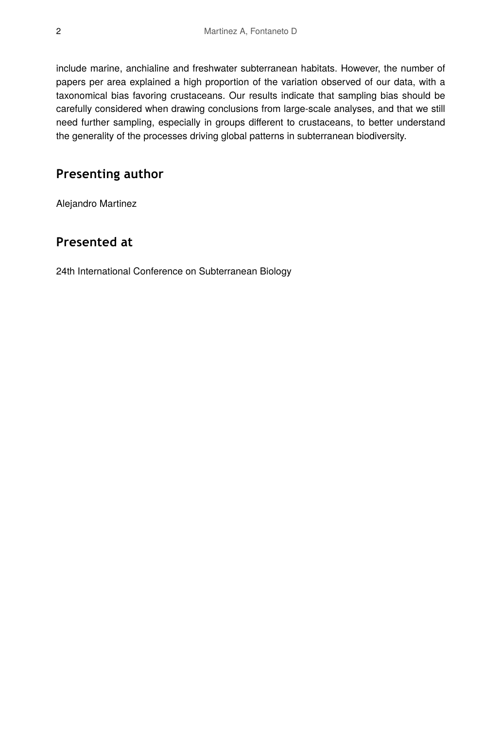include marine, anchialine and freshwater subterranean habitats. However, the number of papers per area explained a high proportion of the variation observed of our data, with a taxonomical bias favoring crustaceans. Our results indicate that sampling bias should be carefully considered when drawing conclusions from large-scale analyses, and that we still need further sampling, especially in groups different to crustaceans, to better understand the generality of the processes driving global patterns in subterranean biodiversity.

## Presenting author

Alejandro Martinez

## Presented at

24th International Conference on Subterranean Biology